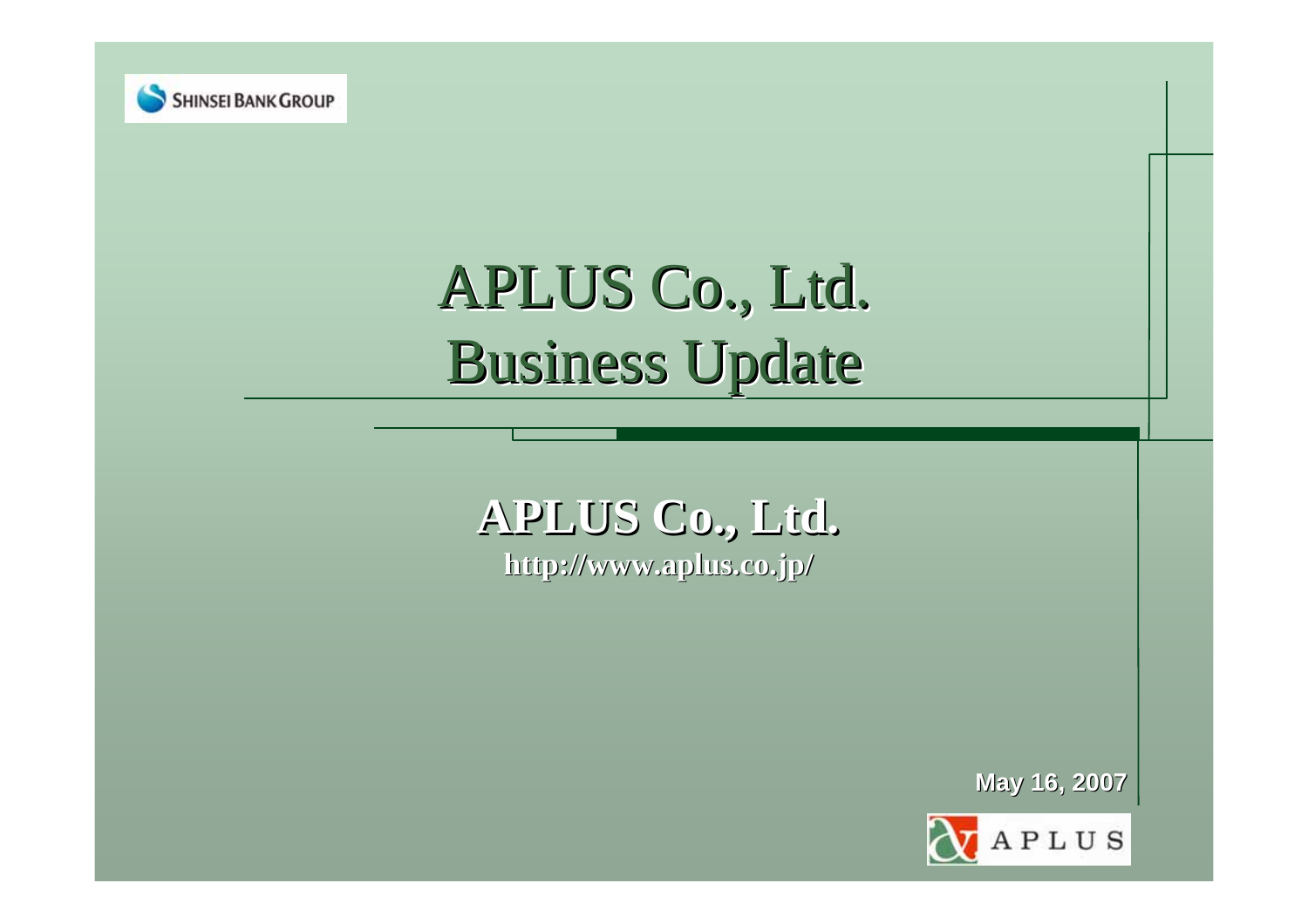SHINSEI BANK GROUP

# APLUS Co., Ltd.
# Business Update

**APLUS Co., Ltd.**

**http://www.aplus.co.jp/**

**May 16, 2007**

APLUS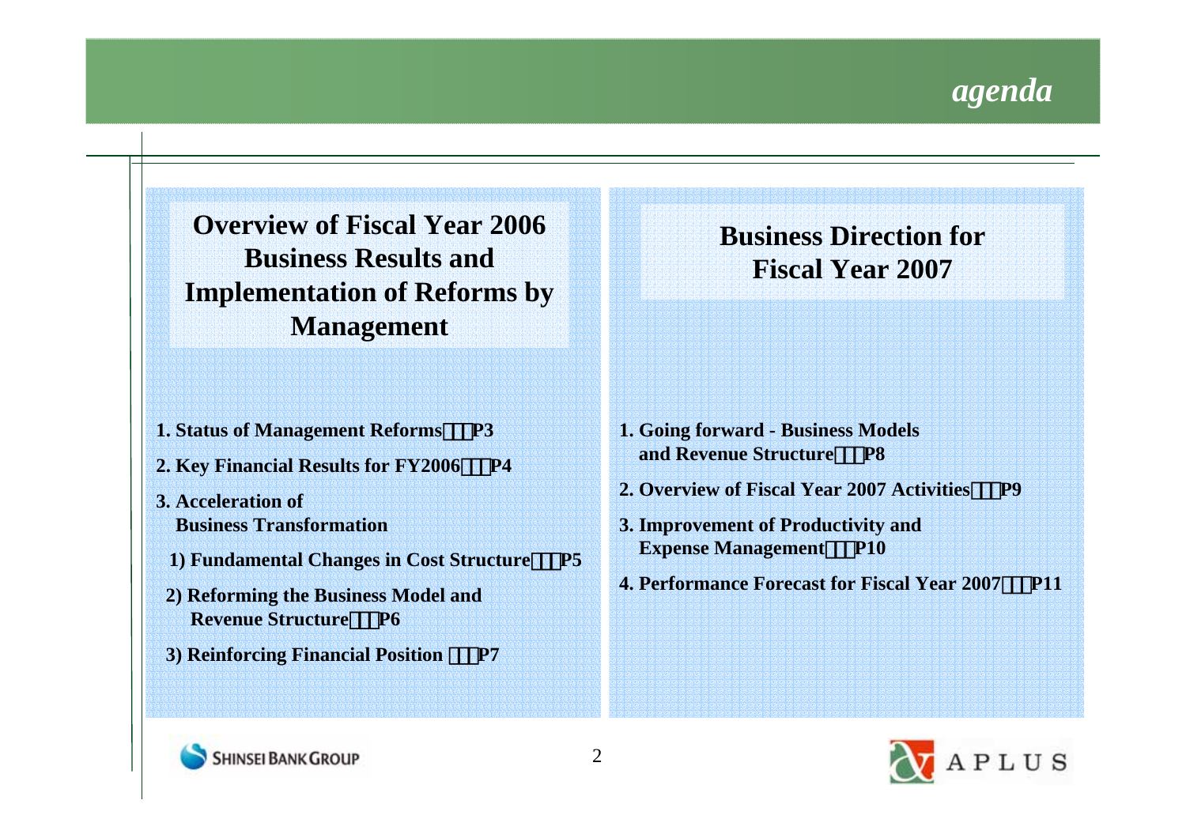# agenda

## Overview of Fiscal Year 2006 Business Results and Implementation of Reforms by Management

1. Status of Management Reforms・・・P3
2. Key Financial Results for FY2006・・・P4
3. Acceleration of Business Transformation
   1) Fundamental Changes in Cost Structure・・・P5
   2) Reforming the Business Model and Revenue Structure・・・P6
   3) Reinforcing Financial Position ・・・P7

## Business Direction for Fiscal Year 2007

1. Going forward - Business Models and Revenue Structure・・・P8
2. Overview of Fiscal Year 2007 Activities・・・P9
3. Improvement of Productivity and Expense Management・・・P10
4. Performance Forecast for Fiscal Year 2007・・・P11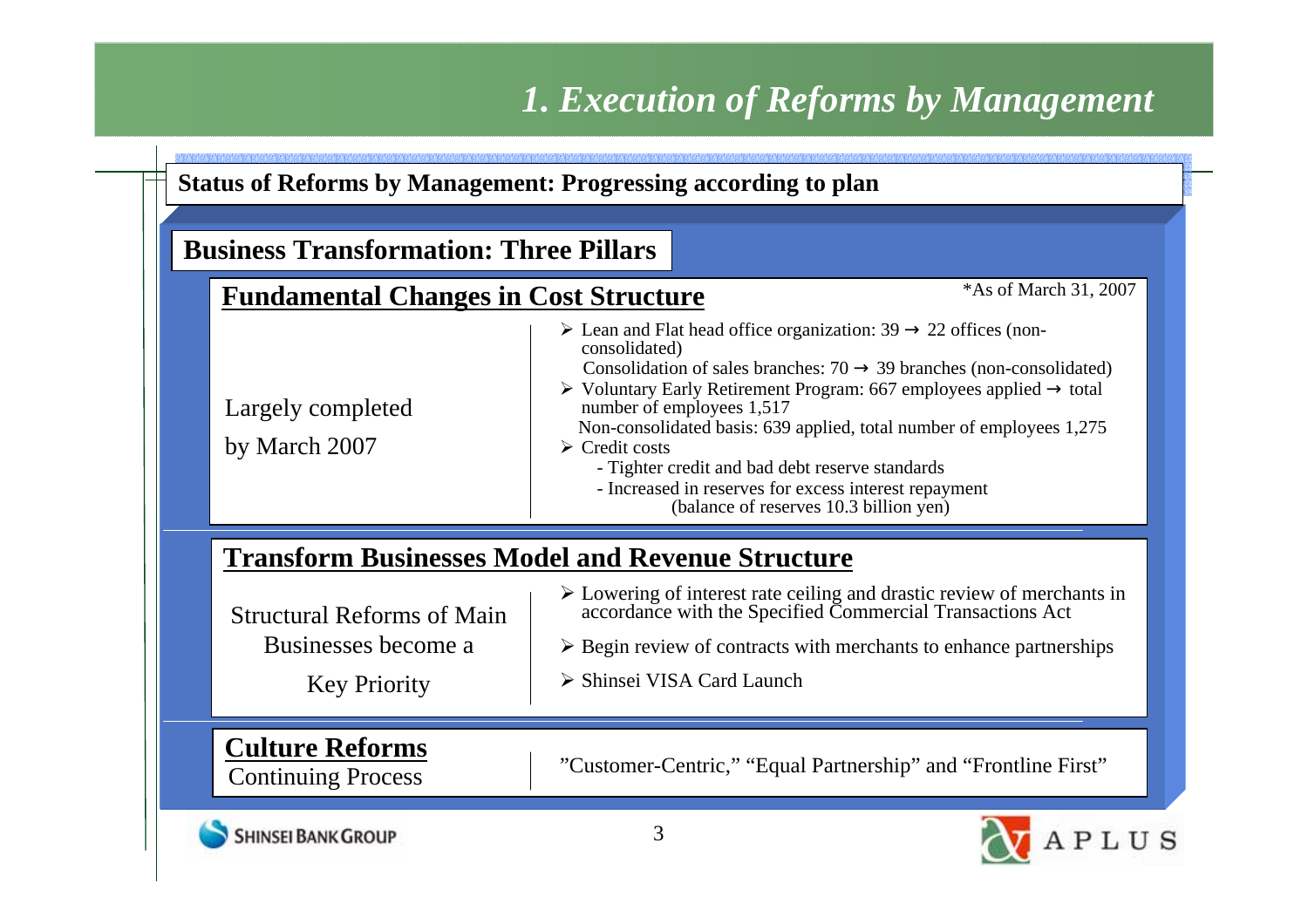# 1. Execution of Reforms by Management

**Status of Reforms by Management: Progressing according to plan**

## Business Transformation: Three Pillars

### Fundamental Changes in Cost Structure

*As of March 31, 2007

Largely completed by March 2007

- Lean and Flat head office organization: 39 → 22 offices (non-consolidated)
  Consolidation of sales branches: 70 → 39 branches (non-consolidated)
- Voluntary Early Retirement Program: 667 employees applied → total number of employees 1,517
  Non-consolidated basis: 639 applied, total number of employees 1,275
- Credit costs
  - Tighter credit and bad debt reserve standards
  - Increased in reserves for excess interest repayment (balance of reserves 10.3 billion yen)

### Transform Businesses Model and Revenue Structure

Structural Reforms of Main Businesses become a Key Priority

- Lowering of interest rate ceiling and drastic review of merchants in accordance with the Specified Commercial Transactions Act
- Begin review of contracts with merchants to enhance partnerships
- Shinsei VISA Card Launch

### Culture Reforms

Continuing Process

"Customer-Centric," "Equal Partnership" and "Frontline First"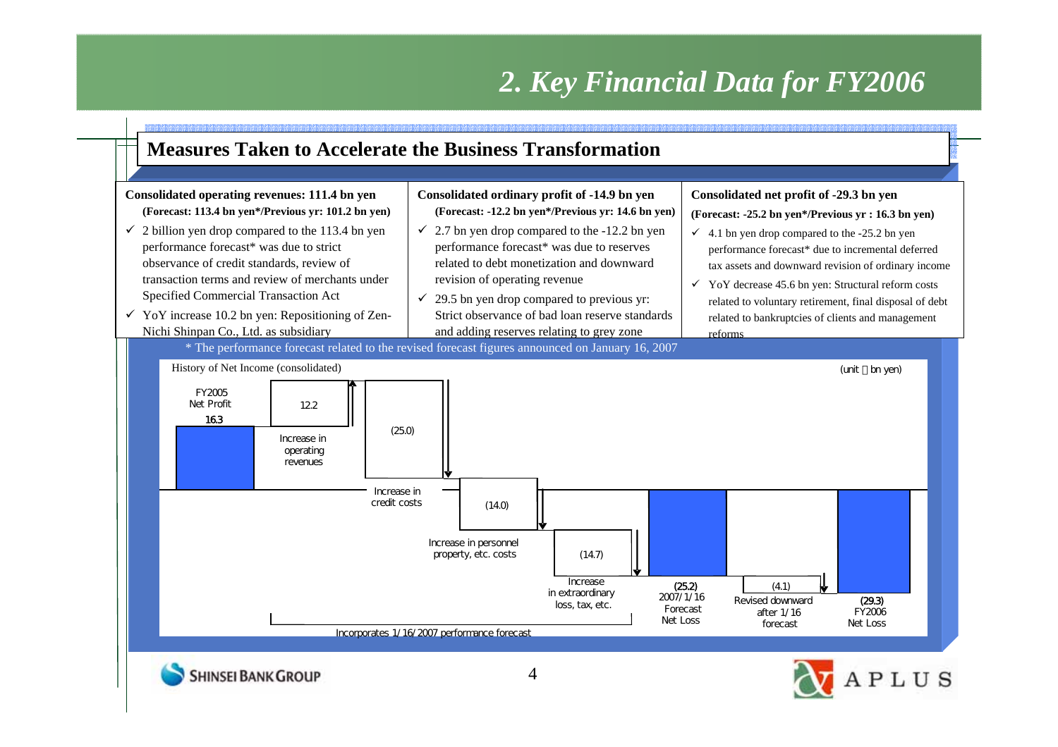# 2. Key Financial Data for FY2006

## Measures Taken to Accelerate the Business Transformation

**Consolidated operating revenues: 111.4 bn yen**
**(Forecast: 113.4 bn yen*/Previous yr: 101.2 bn yen)**

- ✓ 2 billion yen drop compared to the 113.4 bn yen performance forecast* was due to strict observance of credit standards, review of transaction terms and review of merchants under Specified Commercial Transaction Act
- ✓ YoY increase 10.2 bn yen: Repositioning of Zen-Nichi Shinpan Co., Ltd. as subsidiary

**Consolidated ordinary profit of -14.9 bn yen**
**(Forecast: -12.2 bn yen*/Previous yr: 14.6 bn yen)**

- ✓ 2.7 bn yen drop compared to the -12.2 bn yen performance forecast* was due to reserves related to debt monetization and downward revision of operating revenue
- ✓ 29.5 bn yen drop compared to previous yr: Strict observance of bad loan reserve standards and adding reserves relating to grey zone

**Consolidated net profit of -29.3 bn yen**
**(Forecast: -25.2 bn yen*/Previous yr : 16.3 bn yen)**

- ✓ 4.1 bn yen drop compared to the -25.2 bn yen performance forecast* due to incremental deferred tax assets and downward revision of ordinary income
- ✓ YoY decrease 45.6 bn yen: Structural reform costs related to voluntary retirement, final disposal of debt related to bankruptcies of clients and management reforms

\* The performance forecast related to the revised forecast figures announced on January 16, 2007

History of Net Income (consolidated) (unit：bn yen)

| Item | Amount |
|---|---|
| FY2005 Net Profit | 16.3 |
| Increase in operating revenues | 12.2 |
| Increase in credit costs | (25.0) |
| Increase in personnel property, etc. costs | (14.0) |
| Increase in extraordinary loss, tax, etc. | (14.7) |
| 2007/1/16 Forecast Net Loss | (25.2) |
| Revised downward after 1/16 forecast | (4.1) |
| FY2006 Net Loss | (29.3) |

Incorporates 1/16/2007 performance forecast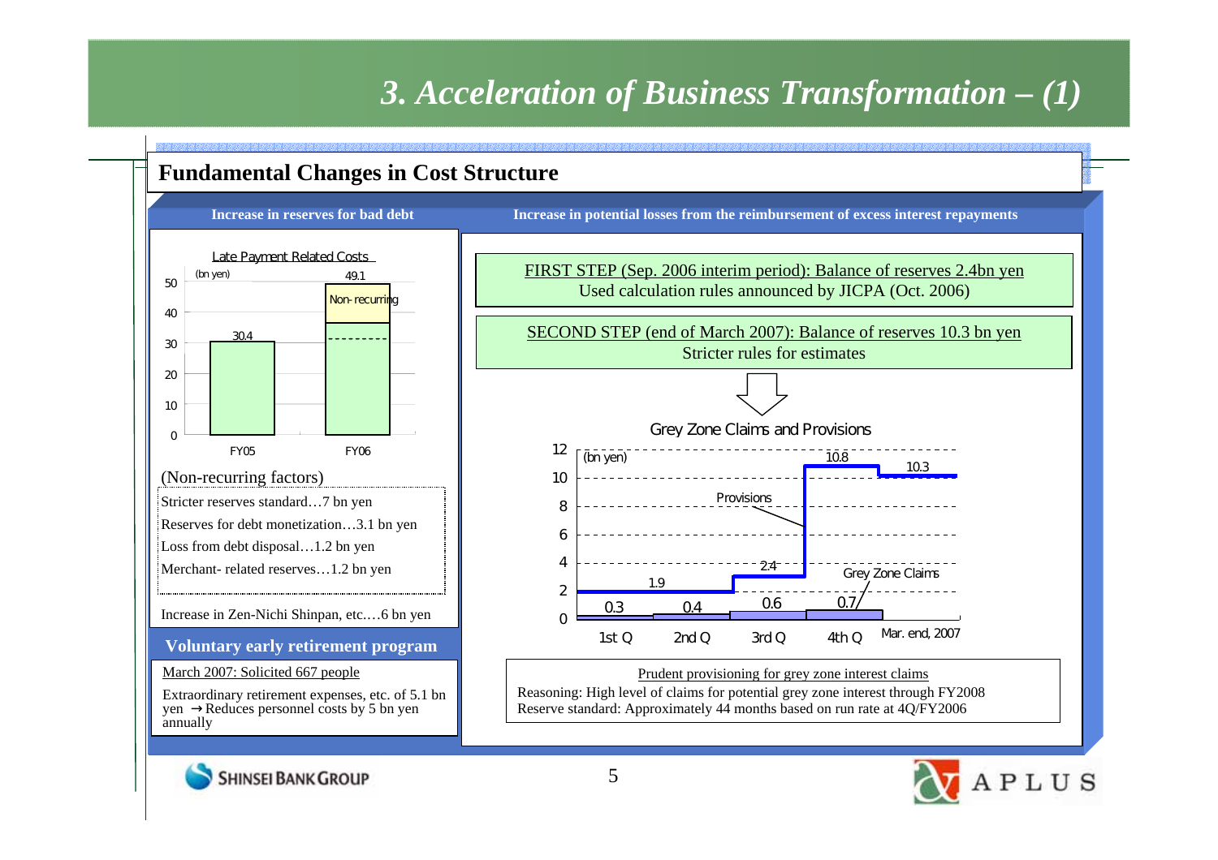# 3. Acceleration of Business Transformation – (1)

## Fundamental Changes in Cost Structure

### Increase in reserves for bad debt

Late Payment Related Costs (bn yen)

| | FY05 | FY06 |
|---|---|---|
| Late Payment Related Costs | 30.4 | 49.1 (incl. Non-recurring) |

(Non-recurring factors)

- Stricter reserves standard…7 bn yen
- Reserves for debt monetization…3.1 bn yen
- Loss from debt disposal…1.2 bn yen
- Merchant- related reserves…1.2 bn yen

Increase in Zen-Nichi Shinpan, etc.…6 bn yen

### Voluntary early retirement program

March 2007: Solicited 667 people

Extraordinary retirement expenses, etc. of 5.1 bn yen → Reduces personnel costs by 5 bn yen annually

### Increase in potential losses from the reimbursement of excess interest repayments

FIRST STEP (Sep. 2006 interim period): Balance of reserves 2.4bn yen
Used calculation rules announced by JICPA (Oct. 2006)

SECOND STEP (end of March 2007): Balance of reserves 10.3 bn yen
Stricter rules for estimates

Grey Zone Claims and Provisions (bn yen)

| | 1st Q | 2nd Q | 3rd Q | 4th Q | Mar. end, 2007 |
|---|---|---|---|---|---|
| Provisions | 1.9 | 1.9 | 2.4 | 10.8 | 10.3 |
| Grey Zone Claims | 0.3 | 0.4 | 0.6 | 0.7 | |

Prudent provisioning for grey zone interest claims

Reasoning: High level of claims for potential grey zone interest through FY2008
Reserve standard: Approximately 44 months based on run rate at 4Q/FY2006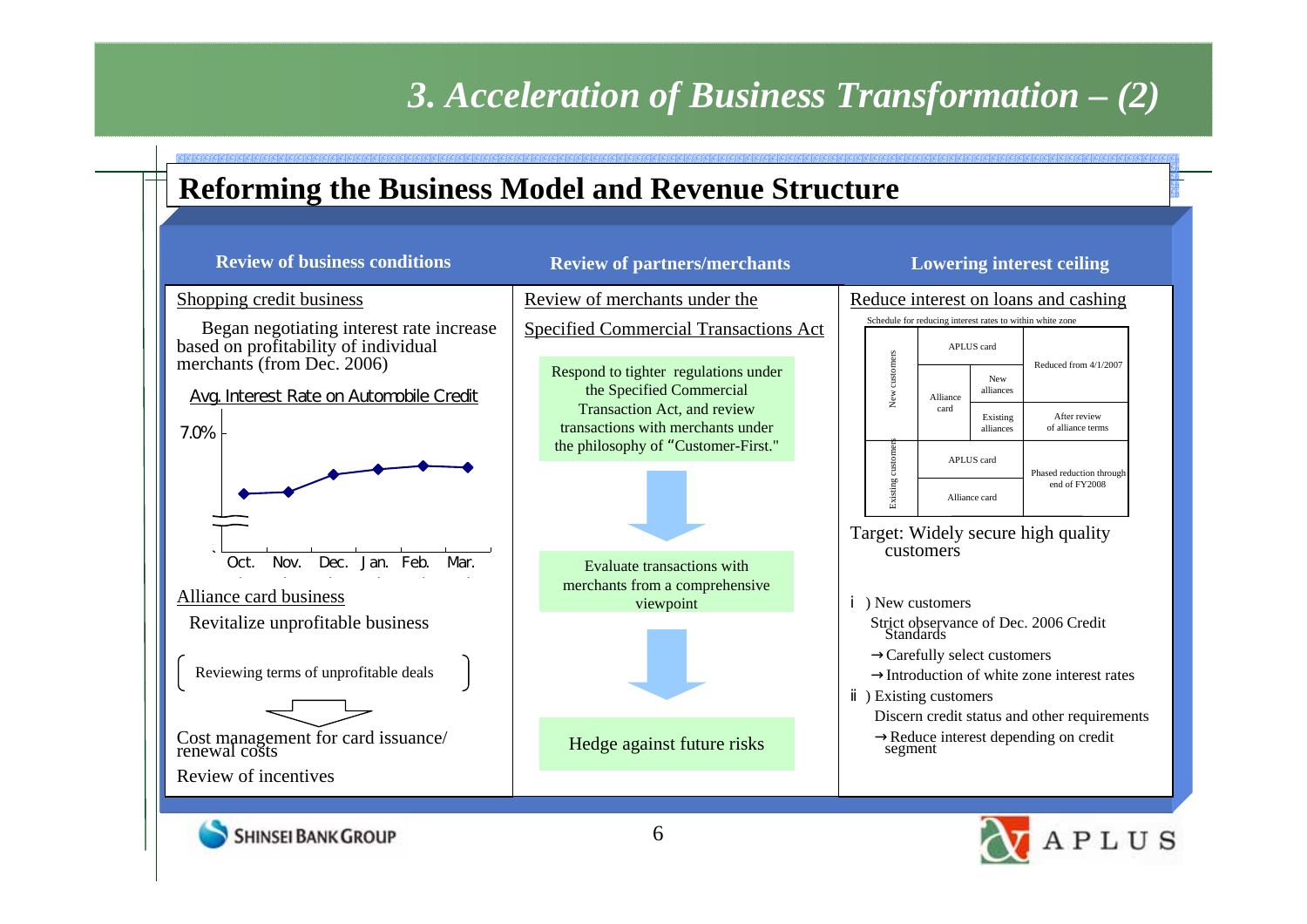# 3. Acceleration of Business Transformation – (2)

## Reforming the Business Model and Revenue Structure

### Review of business conditions

Shopping credit business

Began negotiating interest rate increase based on profitability of individual merchants (from Dec. 2006)

Avg. Interest Rate on Automobile Credit

7.0%

Oct. Nov. Dec. Jan. Feb. Mar.

Alliance card business

Revitalize unprofitable business

Reviewing terms of unprofitable deals

↓

Cost management for card issuance/ renewal costs

Review of incentives

### Review of partners/merchants

Review of merchants under the Specified Commercial Transactions Act

Respond to tighter regulations under the Specified Commercial Transaction Act, and review transactions with merchants under the philosophy of "Customer-First."

↓

Evaluate transactions with merchants from a comprehensive viewpoint

↓

Hedge against future risks

### Lowering interest ceiling

Reduce interest on loans and cashing

Schedule for reducing interest rates to within white zone

| | | | |
|---|---|---|---|
| New customers | APLUS card | | Reduced from 4/1/2007 |
| | Alliance card | New alliances | |
| | | Existing alliances | After review of alliance terms |
| Existing customers | APLUS card | | Phased reduction through end of FY2008 |
| | Alliance card | | |

Target: Widely secure high quality customers

ⅰ) New customers

Strict observance of Dec. 2006 Credit Standards

→Carefully select customers

→Introduction of white zone interest rates

ⅱ) Existing customers

Discern credit status and other requirements

→Reduce interest depending on credit segment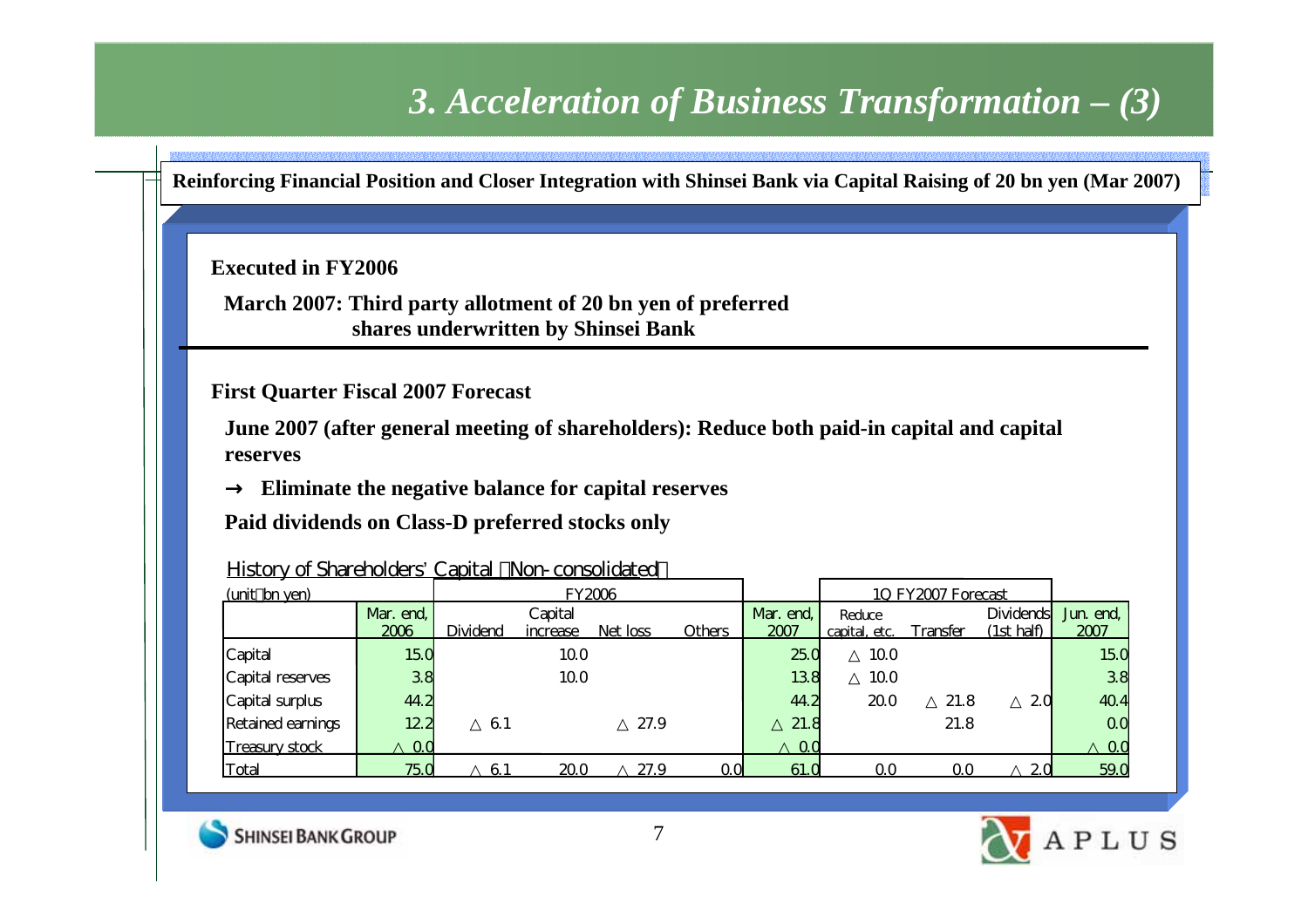# 3. Acceleration of Business Transformation – (3)

**Reinforcing Financial Position and Closer Integration with Shinsei Bank via Capital Raising of 20 bn yen (Mar 2007)**

**Executed in FY2006**

**March 2007: Third party allotment of 20 bn yen of preferred shares underwritten by Shinsei Bank**

**First Quarter Fiscal 2007 Forecast**

**June 2007 (after general meeting of shareholders): Reduce both paid-in capital and capital reserves**

→ **Eliminate the negative balance for capital reserves**

**Paid dividends on Class-D preferred stocks only**

History of Shareholders' Capital （Non-consolidated）

| (unit：bn yen) | | FY2006 | | | | | 1Q FY2007 Forecast | | | |
|---|---|---|---|---|---|---|---|---|---|---|
| | Mar. end, 2006 | Dividend | Capital increase | Net loss | Others | Mar. end, 2007 | Reduce capital, etc. | Transfer | Dividends (1st half) | Jun. end, 2007 |
| Capital | 15.0 | | 10.0 | | | 25.0 | △ 10.0 | | | 15.0 |
| Capital reserves | 3.8 | | 10.0 | | | 13.8 | △ 10.0 | | | 3.8 |
| Capital surplus | 44.2 | | | | | 44.2 | 20.0 | △ 21.8 | △ 2.0 | 40.4 |
| Retained earnings | 12.2 | △ 6.1 | | △ 27.9 | | △ 21.8 | | 21.8 | | 0.0 |
| Treasury stock | △ 0.0 | | | | | △ 0.0 | | | | △ 0.0 |
| Total | 75.0 | △ 6.1 | 20.0 | △ 27.9 | 0.0 | 61.0 | 0.0 | 0.0 | △ 2.0 | 59.0 |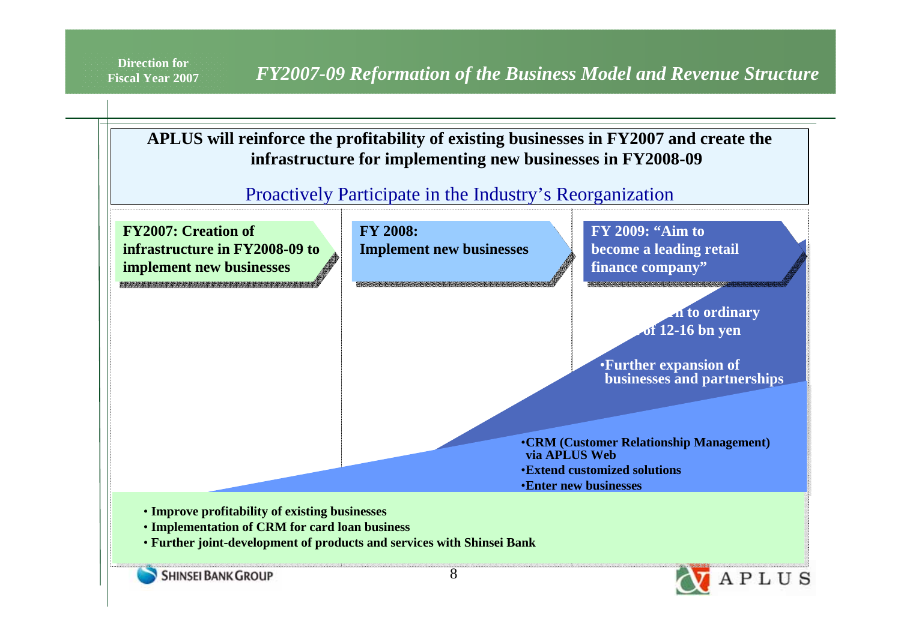Direction for Fiscal Year 2007

# *FY2007-09 Reformation of the Business Model and Revenue Structure*

**APLUS will reinforce the profitability of existing businesses in FY2007 and create the infrastructure for implementing new businesses in FY2008-09**

Proactively Participate in the Industry's Reorganization

**FY2007: Creation of infrastructure in FY2008-09 to implement new businesses**

**FY 2008: Implement new businesses**

**FY 2009: "Aim to become a leading retail finance company"**

- **n to ordinary of 12-16 bn yen**
- **Further expansion of businesses and partnerships**

- **CRM (Customer Relationship Management) via APLUS Web**
- **Extend customized solutions**
- **Enter new businesses**

- **Improve profitability of existing businesses**
- **Implementation of CRM for card loan business**
- **Further joint-development of products and services with Shinsei Bank**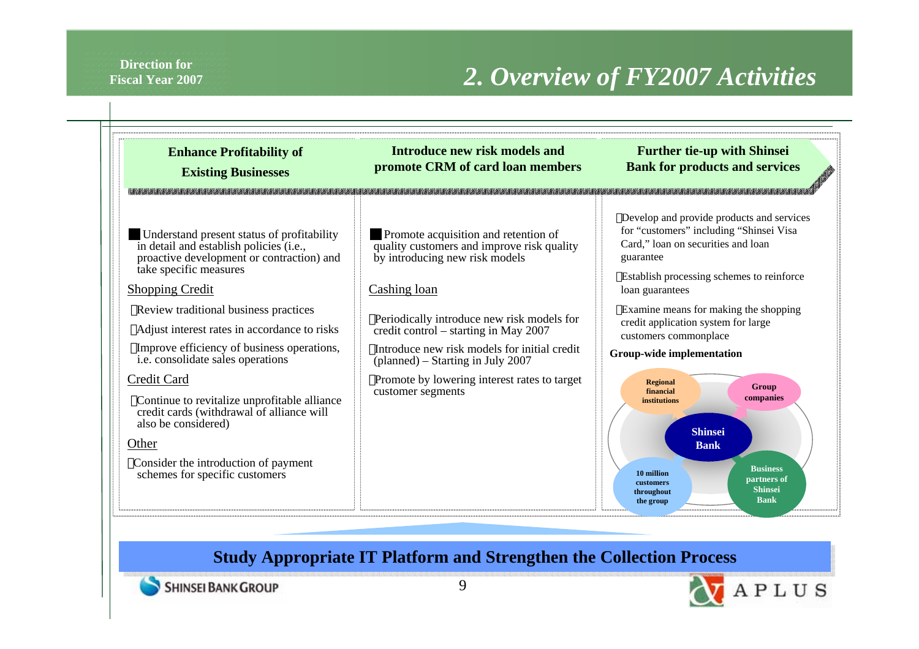# 2. Overview of FY2007 Activities

Direction for Fiscal Year 2007

## Enhance Profitability of Existing Businesses

- Understand present status of profitability in detail and establish policies (i.e., proactive development or contraction) and take specific measures

Shopping Credit

- Review traditional business practices
- Adjust interest rates in accordance to risks
- Improve efficiency of business operations, i.e. consolidate sales operations

Credit Card

- Continue to revitalize unprofitable alliance credit cards (withdrawal of alliance will also be considered)

Other

- Consider the introduction of payment schemes for specific customers

## Introduce new risk models and promote CRM of card loan members

- Promote acquisition and retention of quality customers and improve risk quality by introducing new risk models

Cashing loan

- Periodically introduce new risk models for credit control – starting in May 2007
- Introduce new risk models for initial credit (planned) – Starting in July 2007
- Promote by lowering interest rates to target customer segments

## Further tie-up with Shinsei Bank for products and services

- Develop and provide products and services for "customers" including "Shinsei Visa Card," loan on securities and loan guarantee
- Establish processing schemes to reinforce loan guarantees
- Examine means for making the shopping credit application system for large customers commonplace

**Group-wide implementation**

Shinsei Bank; Regional financial institutions; Group companies; 10 million customers throughout the group; Business partners of Shinsei Bank

**Study Appropriate IT Platform and Strengthen the Collection Process**

SHINSEI BANK GROUP

APLUS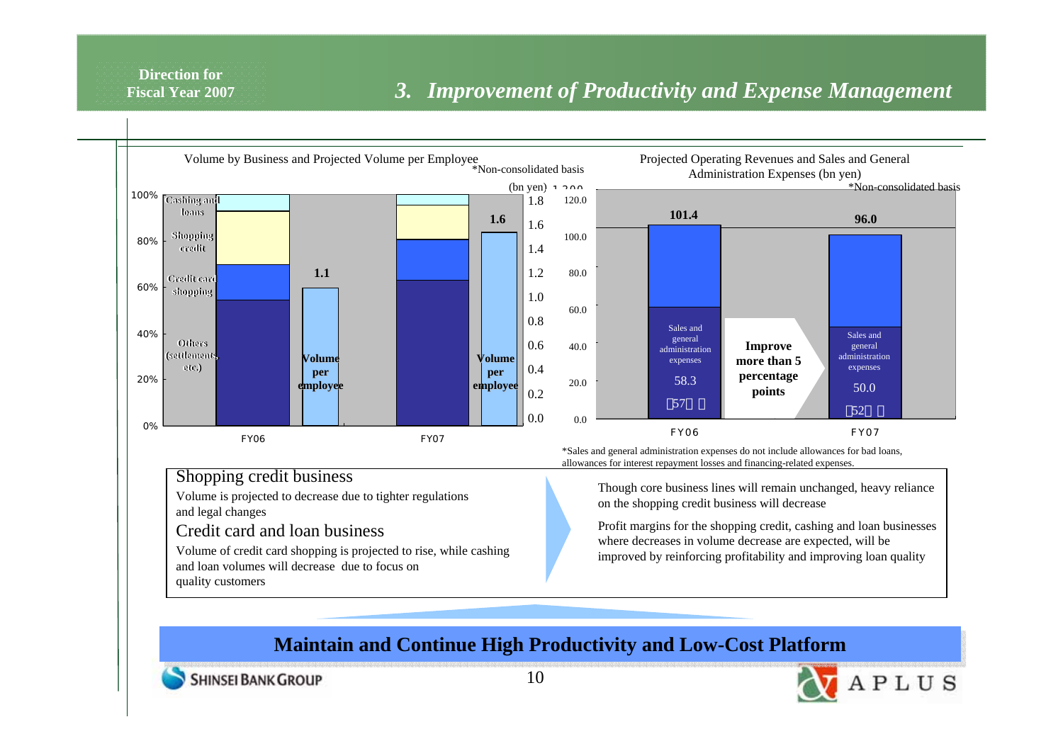Direction for Fiscal Year 2007

# 3. Improvement of Productivity and Expense Management

**Volume by Business and Projected Volume per Employee**

*Non-consolidated basis

(bn yen)

| | FY06 | FY07 |
|---|---|---|
| Volume per employee | 1.1 | 1.6 |

Categories: Cashing and loans; Shopping credit; Credit card shopping; Others (settlements, etc.)

**Projected Operating Revenues and Sales and General Administration Expenses (bn yen)**

*Non-consolidated basis

| | FY06 | FY07 |
|---|---|---|
| Operating revenues | 101.4 | 96.0 |
| Sales and general administration expenses | 58.3 | 50.0 |
| (%) | 57 | 52 |

**Improve more than 5 percentage points**

*Sales and general administration expenses do not include allowances for bad loans, allowances for interest repayment losses and financing-related expenses.

## Shopping credit business

Volume is projected to decrease due to tighter regulations and legal changes

## Credit card and loan business

Volume of credit card shopping is projected to rise, while cashing and loan volumes will decrease due to focus on quality customers

Though core business lines will remain unchanged, heavy reliance on the shopping credit business will decrease

Profit margins for the shopping credit, cashing and loan businesses where decreases in volume decrease are expected, will be improved by reinforcing profitability and improving loan quality

**Maintain and Continue High Productivity and Low-Cost Platform**

SHINSEI BANK GROUP

APLUS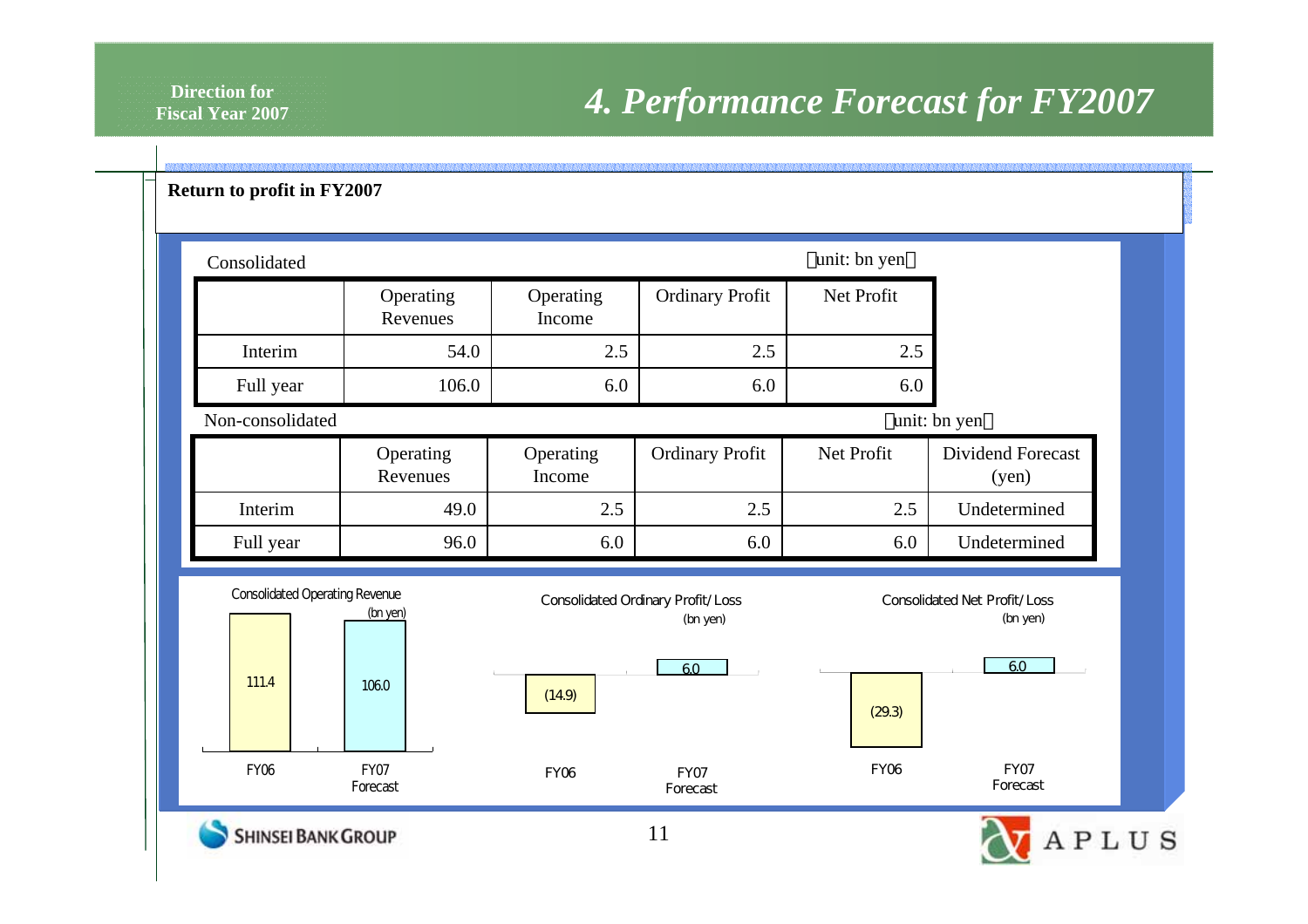# 4. Performance Forecast for FY2007

Direction for Fiscal Year 2007

**Return to profit in FY2007**

Consolidated (unit: bn yen)

| | Operating Revenues | Operating Income | Ordinary Profit | Net Profit |
|---|---|---|---|---|
| Interim | 54.0 | 2.5 | 2.5 | 2.5 |
| Full year | 106.0 | 6.0 | 6.0 | 6.0 |

Non-consolidated (unit: bn yen)

| | Operating Revenues | Operating Income | Ordinary Profit | Net Profit | Dividend Forecast (yen) |
|---|---|---|---|---|---|
| Interim | 49.0 | 2.5 | 2.5 | 2.5 | Undetermined |
| Full year | 96.0 | 6.0 | 6.0 | 6.0 | Undetermined |

Consolidated Operating Revenue (bn yen)

| FY06 | FY07 Forecast |
|---|---|
| 111.4 | 106.0 |

Consolidated Ordinary Profit/Loss (bn yen)

| FY06 | FY07 Forecast |
|---|---|
| (14.9) | 6.0 |

Consolidated Net Profit/Loss (bn yen)

| FY06 | FY07 Forecast |
|---|---|
| (29.3) | 6.0 |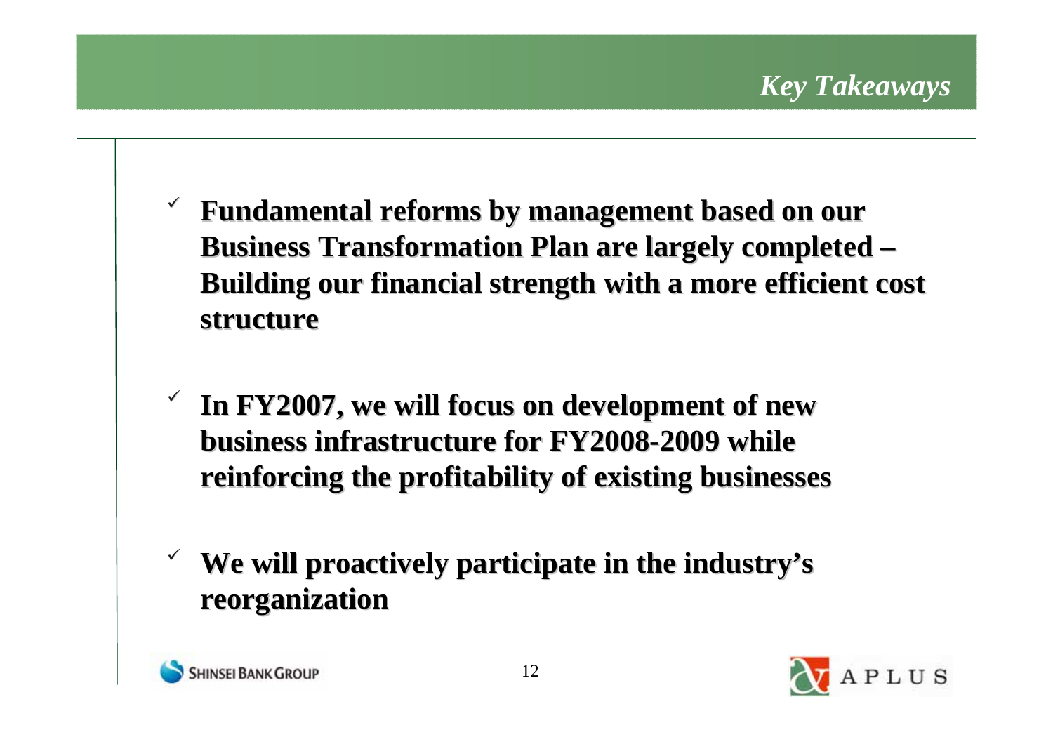# *Key Takeaways*

- ✓ **Fundamental reforms by management based on our Business Transformation Plan are largely completed – Building our financial strength with a more efficient cost structure**

- ✓ **In FY2007, we will focus on development of new business infrastructure for FY2008-2009 while reinforcing the profitability of existing businesses**

- ✓ **We will proactively participate in the industry's reorganization**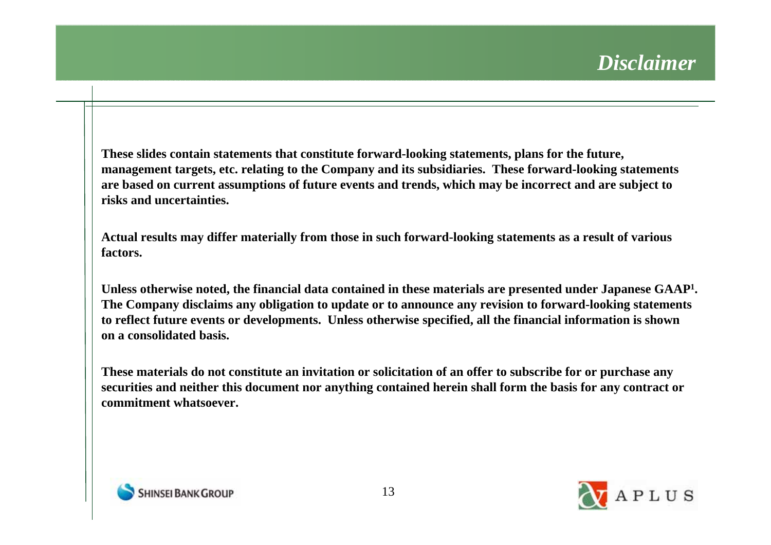# *Disclaimer*

**These slides contain statements that constitute forward-looking statements, plans for the future, management targets, etc. relating to the Company and its subsidiaries. These forward-looking statements are based on current assumptions of future events and trends, which may be incorrect and are subject to risks and uncertainties.**

**Actual results may differ materially from those in such forward-looking statements as a result of various factors.**

**Unless otherwise noted, the financial data contained in these materials are presented under Japanese GAAP[1]. The Company disclaims any obligation to update or to announce any revision to forward-looking statements to reflect future events or developments. Unless otherwise specified, all the financial information is shown on a consolidated basis.**

**These materials do not constitute an invitation or solicitation of an offer to subscribe for or purchase any securities and neither this document nor anything contained herein shall form the basis for any contract or commitment whatsoever.**

SHINSEI BANK GROUP

APLUS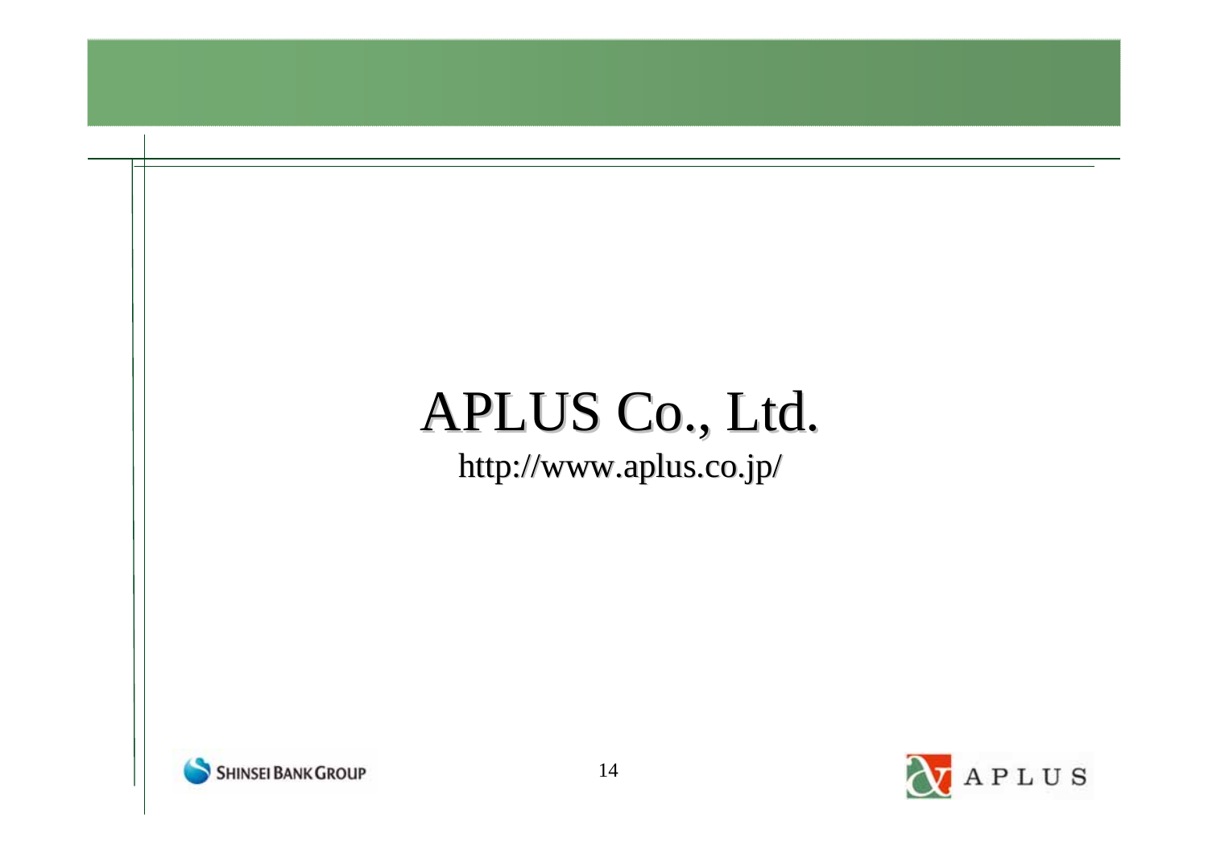# APLUS Co., Ltd.

http://www.aplus.co.jp/